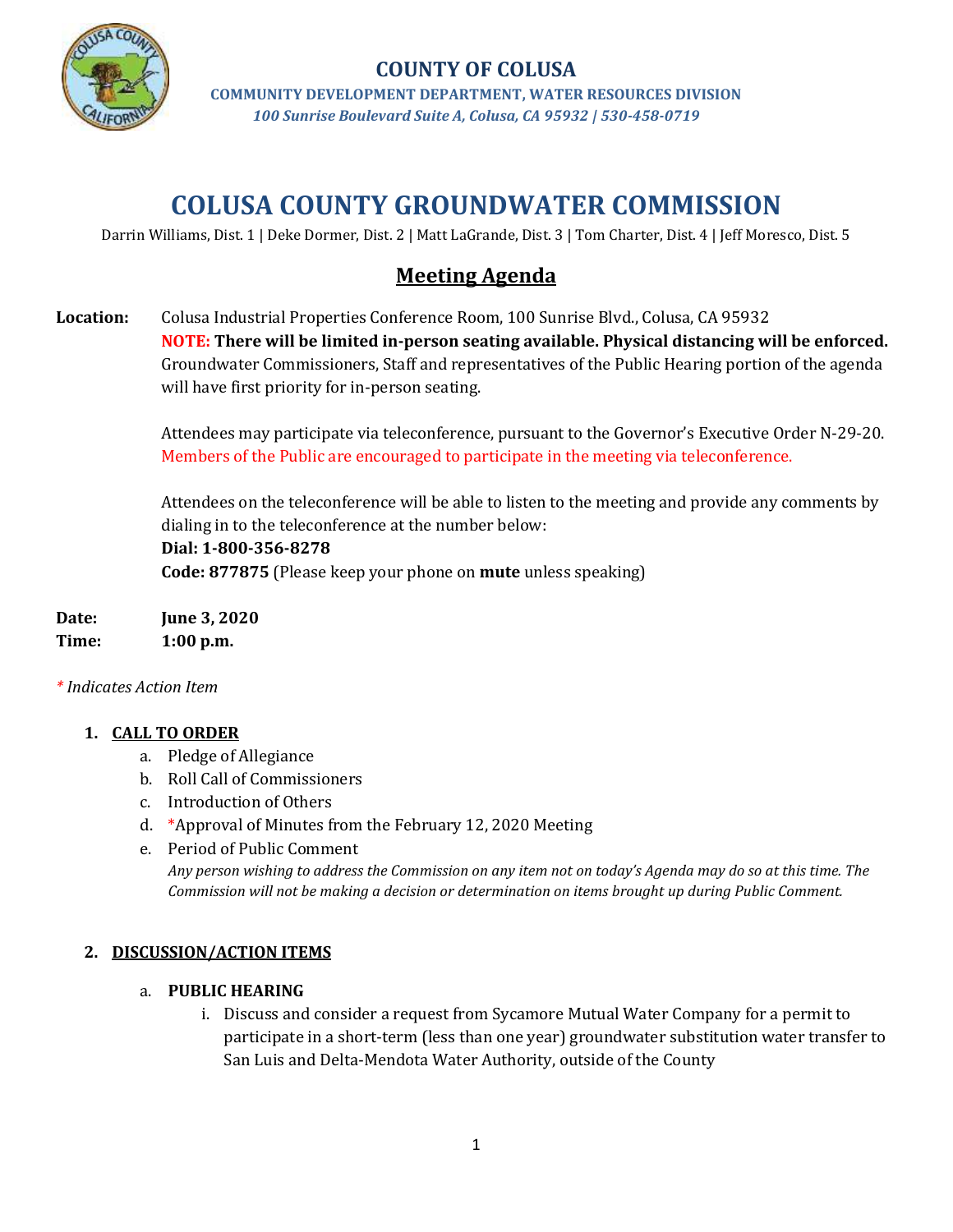**COUNTY OF COLUSA**

**COMMUNITY DEVELOPMENT DEPARTMENT, WATER RESOURCES DIVISION**

*100 Sunrise Boulevard Suite A, Colusa, CA 95932 | 530-458-0719*

# COLUSA COUNTY GROUNDWATER COMMISSION

Darrin Williams, Dist. 1 | Deke Dormer, Dist. 2 | Matt LaGrande, Dist. 3 | Tom Charter, Dist. 4 | Jeff Moresco, Dist. 5

## Meeting Agenda

**Location:** Colusa Industrial Properties Conference Room, 100 Sunrise Blvd., Colusa, CA 95932
**NOTE: There will be limited in-person seating available. Physical distancing will be enforced.** Groundwater Commissioners, Staff and representatives of the Public Hearing portion of the agenda will have first priority for in-person seating.

Attendees may participate via teleconference, pursuant to the Governor's Executive Order N-29-20. Members of the Public are encouraged to participate in the meeting via teleconference.

Attendees on the teleconference will be able to listen to the meeting and provide any comments by dialing in to the teleconference at the number below:
**Dial: 1-800-356-8278**
**Code: 877875** (Please keep your phone on **mute** unless speaking)

**Date:** **June 3, 2020**
**Time:** **1:00 p.m.**

*\* Indicates Action Item*

1. **CALL TO ORDER**
   a. Pledge of Allegiance
   b. Roll Call of Commissioners
   c. Introduction of Others
   d. *Approval of Minutes from the February 12, 2020 Meeting
   e. Period of Public Comment
      *Any person wishing to address the Commission on any item not on today's Agenda may do so at this time. The Commission will not be making a decision or determination on items brought up during Public Comment.*

2. **DISCUSSION/ACTION ITEMS**
   a. **PUBLIC HEARING**
      i. Discuss and consider a request from Sycamore Mutual Water Company for a permit to participate in a short-term (less than one year) groundwater substitution water transfer to San Luis and Delta-Mendota Water Authority, outside of the County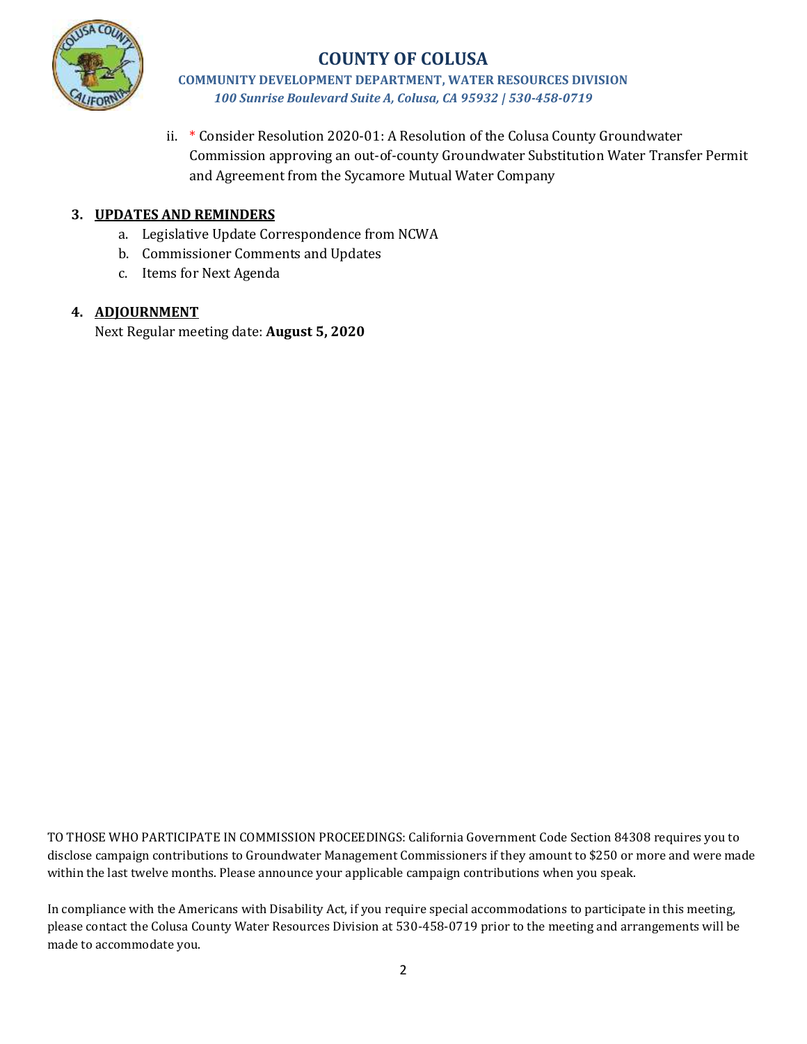# COUNTY OF COLUSA

**COMMUNITY DEVELOPMENT DEPARTMENT, WATER RESOURCES DIVISION**

*100 Sunrise Boulevard Suite A, Colusa, CA 95932 | 530-458-0719*

ii. * Consider Resolution 2020-01: A Resolution of the Colusa County Groundwater Commission approving an out-of-county Groundwater Substitution Water Transfer Permit and Agreement from the Sycamore Mutual Water Company

**3. UPDATES AND REMINDERS**

a. Legislative Update Correspondence from NCWA
b. Commissioner Comments and Updates
c. Items for Next Agenda

**4. ADJOURNMENT**

Next Regular meeting date: **August 5, 2020**

TO THOSE WHO PARTICIPATE IN COMMISSION PROCEEDINGS: California Government Code Section 84308 requires you to disclose campaign contributions to Groundwater Management Commissioners if they amount to $250 or more and were made within the last twelve months. Please announce your applicable campaign contributions when you speak.

In compliance with the Americans with Disability Act, if you require special accommodations to participate in this meeting, please contact the Colusa County Water Resources Division at 530-458-0719 prior to the meeting and arrangements will be made to accommodate you.